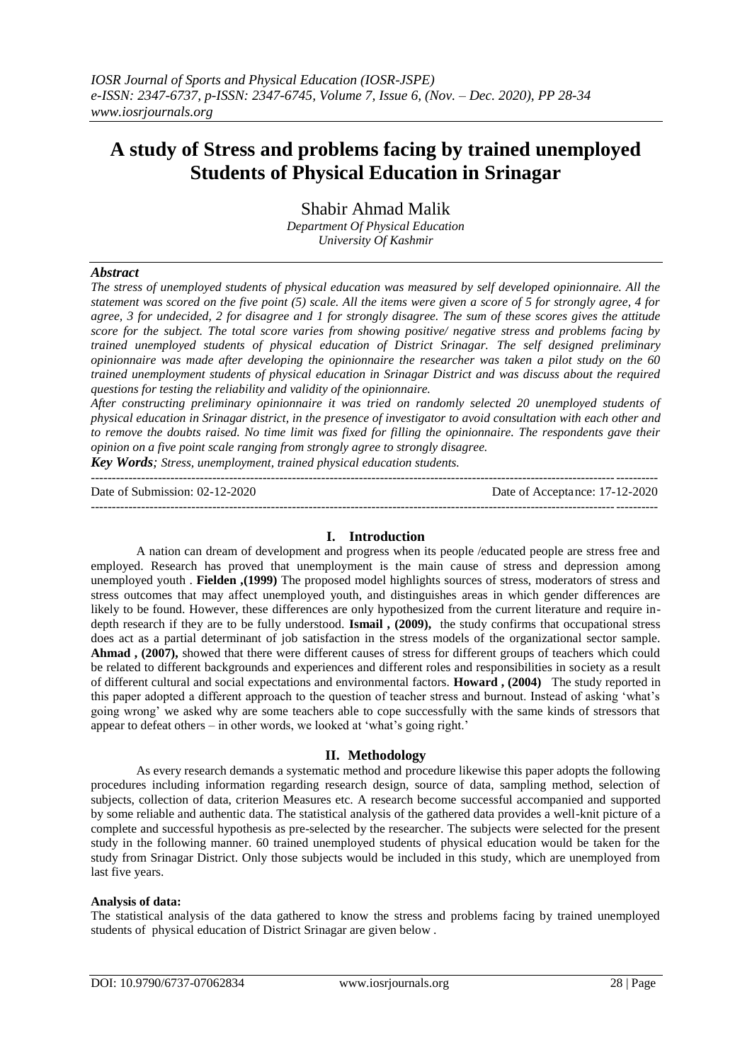# A study of Stress and problems facing by trained unemployed Students of Physical Education in Srinagar

Shabir Ahmad Malik

*Department Of Physical Education*
*University Of Kashmir*

## *Abstract*

*The stress of unemployed students of physical education was measured by self developed opinionnaire. All the statement was scored on the five point (5) scale. All the items were given a score of 5 for strongly agree, 4 for agree, 3 for undecided, 2 for disagree and 1 for strongly disagree. The sum of these scores gives the attitude score for the subject. The total score varies from showing positive/ negative stress and problems facing by trained unemployed students of physical education of District Srinagar. The self designed preliminary opinionnaire was made after developing the opinionnaire the researcher was taken a pilot study on the 60 trained unemployment students of physical education in Srinagar District and was discuss about the required questions for testing the reliability and validity of the opinionnaire.*

*After constructing preliminary opinionnaire it was tried on randomly selected 20 unemployed students of physical education in Srinagar district, in the presence of investigator to avoid consultation with each other and to remove the doubts raised. No time limit was fixed for filling the opinionnaire. The respondents gave their opinion on a five point scale ranging from strongly agree to strongly disagree.*

***Key Words****; Stress, unemployment, trained physical education students.*

---

Date of Submission: 02-12-2020 Date of Acceptance: 17-12-2020

---

## I. Introduction

A nation can dream of development and progress when its people /educated people are stress free and employed. Research has proved that unemployment is the main cause of stress and depression among unemployed youth . **Fielden ,(1999)** The proposed model highlights sources of stress, moderators of stress and stress outcomes that may affect unemployed youth, and distinguishes areas in which gender differences are likely to be found. However, these differences are only hypothesized from the current literature and require in-depth research if they are to be fully understood. **Ismail , (2009),** the study confirms that occupational stress does act as a partial determinant of job satisfaction in the stress models of the organizational sector sample. **Ahmad , (2007),** showed that there were different causes of stress for different groups of teachers which could be related to different backgrounds and experiences and different roles and responsibilities in society as a result of different cultural and social expectations and environmental factors. **Howard , (2004)** The study reported in this paper adopted a different approach to the question of teacher stress and burnout. Instead of asking 'what's going wrong' we asked why are some teachers able to cope successfully with the same kinds of stressors that appear to defeat others – in other words, we looked at 'what's going right.'

## II. Methodology

As every research demands a systematic method and procedure likewise this paper adopts the following procedures including information regarding research design, source of data, sampling method, selection of subjects, collection of data, criterion Measures etc. A research become successful accompanied and supported by some reliable and authentic data. The statistical analysis of the gathered data provides a well-knit picture of a complete and successful hypothesis as pre-selected by the researcher. The subjects were selected for the present study in the following manner. 60 trained unemployed students of physical education would be taken for the study from Srinagar District. Only those subjects would be included in this study, which are unemployed from last five years.

**Analysis of data:**

The statistical analysis of the data gathered to know the stress and problems facing by trained unemployed students of physical education of District Srinagar are given below .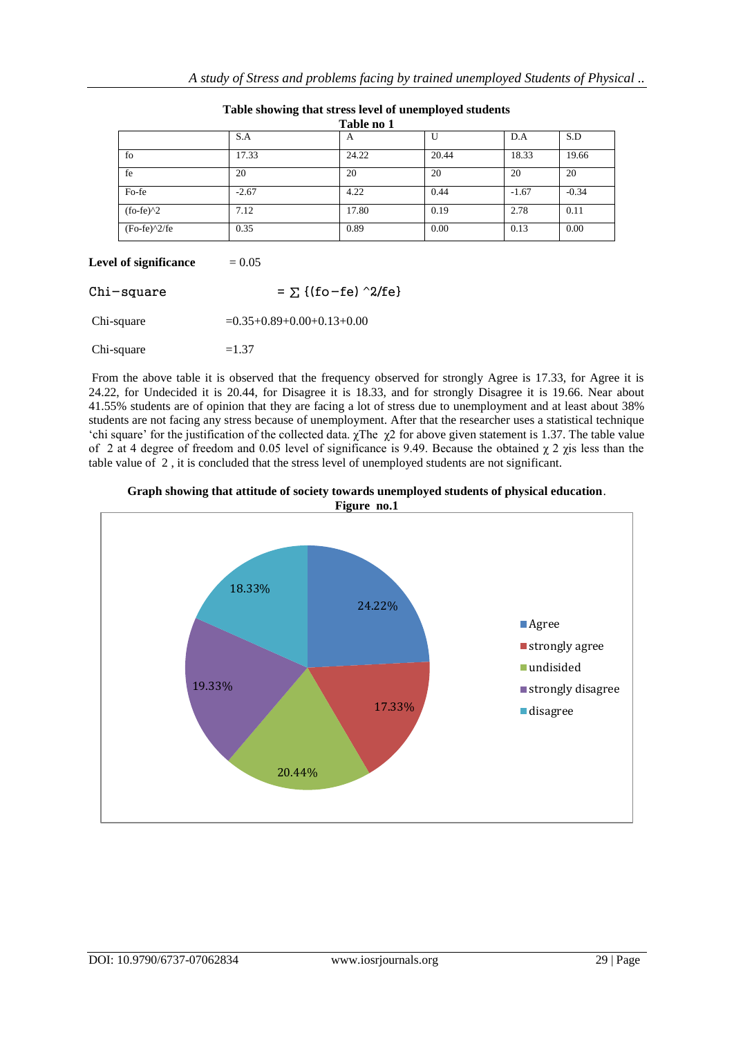**Table showing that stress level of unemployed students**

**Table no 1**

| | S.A | A | U | D.A | S.D |
|---|---|---|---|---|---|
| fo | 17.33 | 24.22 | 20.44 | 18.33 | 19.66 |
| fe | 20 | 20 | 20 | 20 | 20 |
| Fo-fe | -2.67 | 4.22 | 0.44 | -1.67 | -0.34 |
| (fo-fe)^2 | 7.12 | 17.80 | 0.19 | 2.78 | 0.11 |
| (Fo-fe)^2/fe | 0.35 | 0.89 | 0.00 | 0.13 | 0.00 |

**Level of significance** = 0.05

Chi-square = $\sum$ {(fo-fe) ^2/fe}

Chi-square =0.35+0.89+0.00+0.13+0.00

Chi-square =1.37

From the above table it is observed that the frequency observed for strongly Agree is 17.33, for Agree it is 24.22, for Undecided it is 20.44, for Disagree it is 18.33, and for strongly Disagree it is 19.66. Near about 41.55% students are of opinion that they are facing a lot of stress due to unemployment and at least about 38% students are not facing any stress because of unemployment. After that the researcher uses a statistical technique 'chi square' for the justification of the collected data. $\chi$The $\chi2$ for above given statement is 1.37. The table value of 2 at 4 degree of freedom and 0.05 level of significance is 9.49. Because the obtained $\chi$ 2 $\chi$is less than the table value of 2 , it is concluded that the stress level of unemployed students are not significant.

**Graph showing that attitude of society towards unemployed students of physical education**.

**Figure no.1**

| Category | Percentage |
|---|---|
| Agree | 24.22% |
| strongly agree | 17.33% |
| undisided | 20.44% |
| strongly disagree | 19.33% |
| disagree | 18.33% |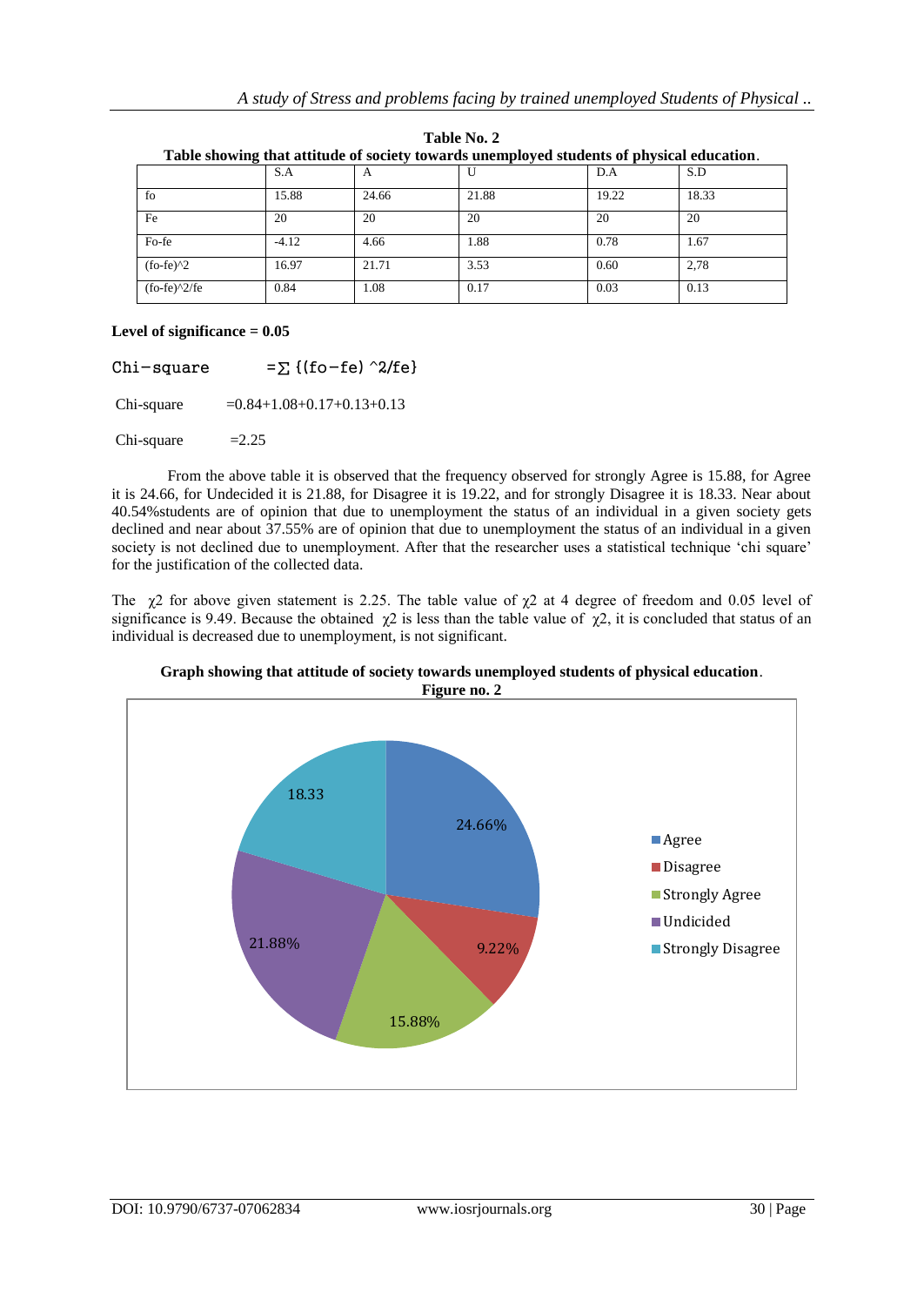**Table No. 2**

**Table showing that attitude of society towards unemployed students of physical education**.

| | S.A | A | U | D.A | S.D |
|---|---|---|---|---|---|
| fo | 15.88 | 24.66 | 21.88 | 19.22 | 18.33 |
| Fe | 20 | 20 | 20 | 20 | 20 |
| Fo-fe | -4.12 | 4.66 | 1.88 | 0.78 | 1.67 |
| (fo-fe)^2 | 16.97 | 21.71 | 3.53 | 0.60 | 2,78 |
| (fo-fe)^2/fe | 0.84 | 1.08 | 0.17 | 0.03 | 0.13 |

**Level of significance = 0.05**

Chi−square =∑ {(fo−fe) ^2/fe}

Chi-square =0.84+1.08+0.17+0.13+0.13

Chi-square =2.25

From the above table it is observed that the frequency observed for strongly Agree is 15.88, for Agree it is 24.66, for Undecided it is 21.88, for Disagree it is 19.22, and for strongly Disagree it is 18.33. Near about 40.54%students are of opinion that due to unemployment the status of an individual in a given society gets declined and near about 37.55% are of opinion that due to unemployment the status of an individual in a given society is not declined due to unemployment. After that the researcher uses a statistical technique 'chi square' for the justification of the collected data.

The $\chi 2$ for above given statement is 2.25. The table value of $\chi 2$ at 4 degree of freedom and 0.05 level of significance is 9.49. Because the obtained $\chi 2$ is less than the table value of $\chi 2$, it is concluded that status of an individual is decreased due to unemployment, is not significant.

**Graph showing that attitude of society towards unemployed students of physical education**.
**Figure no. 2**

| Category | Value |
|---|---|
| Agree | 24.66% |
| Disagree | 9.22% |
| Strongly Agree | 15.88% |
| Undicided | 21.88% |
| Strongly Disagree | 18.33 |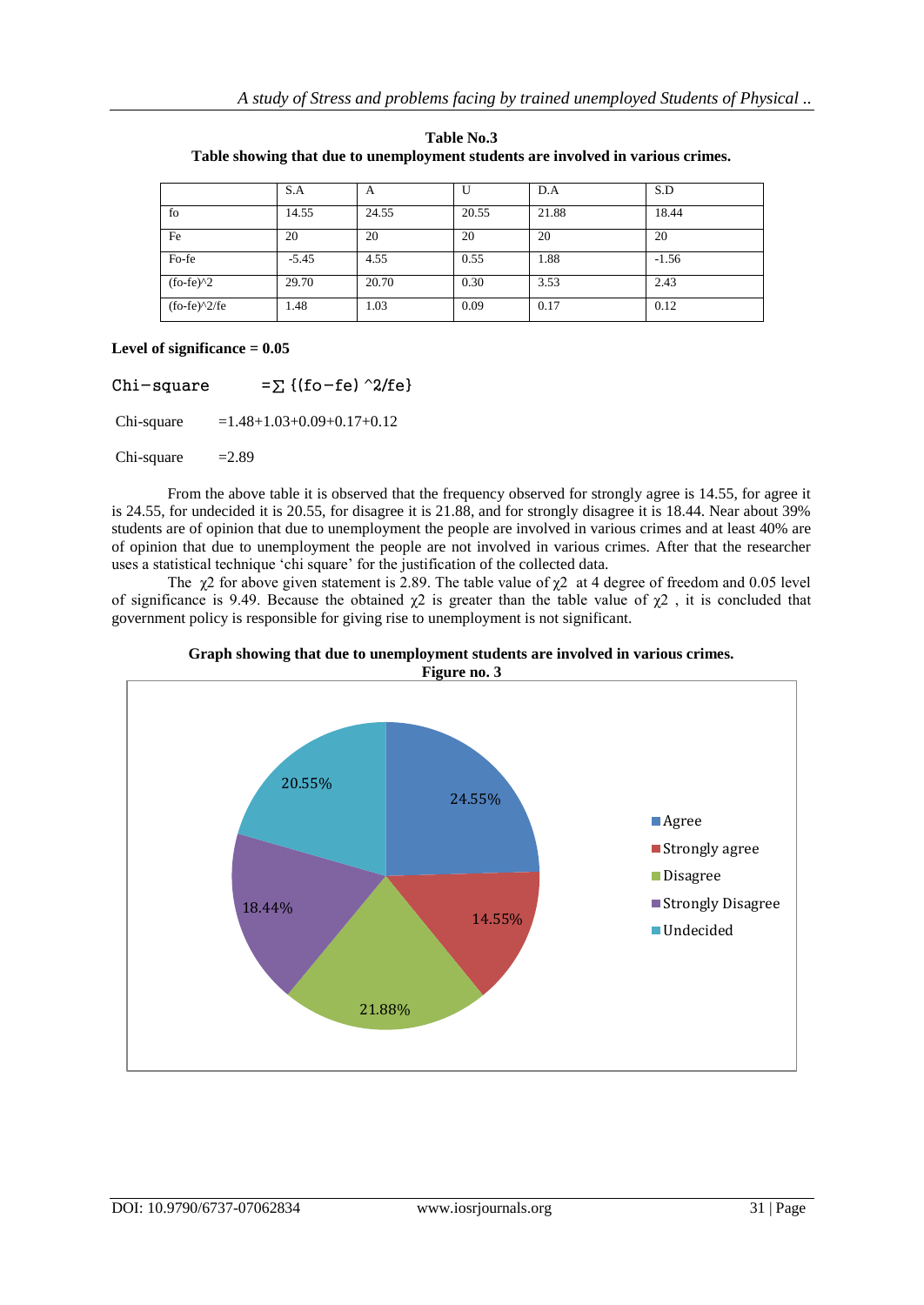**Table No.3**
**Table showing that due to unemployment students are involved in various crimes.**

| | S.A | A | U | D.A | S.D |
|---|---|---|---|---|---|
| fo | 14.55 | 24.55 | 20.55 | 21.88 | 18.44 |
| Fe | 20 | 20 | 20 | 20 | 20 |
| Fo-fe | -5.45 | 4.55 | 0.55 | 1.88 | -1.56 |
| (fo-fe)^2 | 29.70 | 20.70 | 0.30 | 3.53 | 2.43 |
| (fo-fe)^2/fe | 1.48 | 1.03 | 0.09 | 0.17 | 0.12 |

**Level of significance = 0.05**

Chi-square $=\sum \{(fo-fe)^2/fe\}$

Chi-square =1.48+1.03+0.09+0.17+0.12

Chi-square =2.89

From the above table it is observed that the frequency observed for strongly agree is 14.55, for agree it is 24.55, for undecided it is 20.55, for disagree it is 21.88, and for strongly disagree it is 18.44. Near about 39% students are of opinion that due to unemployment the people are involved in various crimes and at least 40% are of opinion that due to unemployment the people are not involved in various crimes. After that the researcher uses a statistical technique 'chi square' for the justification of the collected data.

The $\chi 2$ for above given statement is 2.89. The table value of $\chi 2$ at 4 degree of freedom and 0.05 level of significance is 9.49. Because the obtained $\chi 2$ is greater than the table value of $\chi 2$ , it is concluded that government policy is responsible for giving rise to unemployment is not significant.

**Graph showing that due to unemployment students are involved in various crimes.**
**Figure no. 3**

| Response | Percentage |
|---|---|
| Agree | 24.55% |
| Strongly agree | 14.55% |
| Disagree | 21.88% |
| Strongly Disagree | 18.44% |
| Undecided | 20.55% |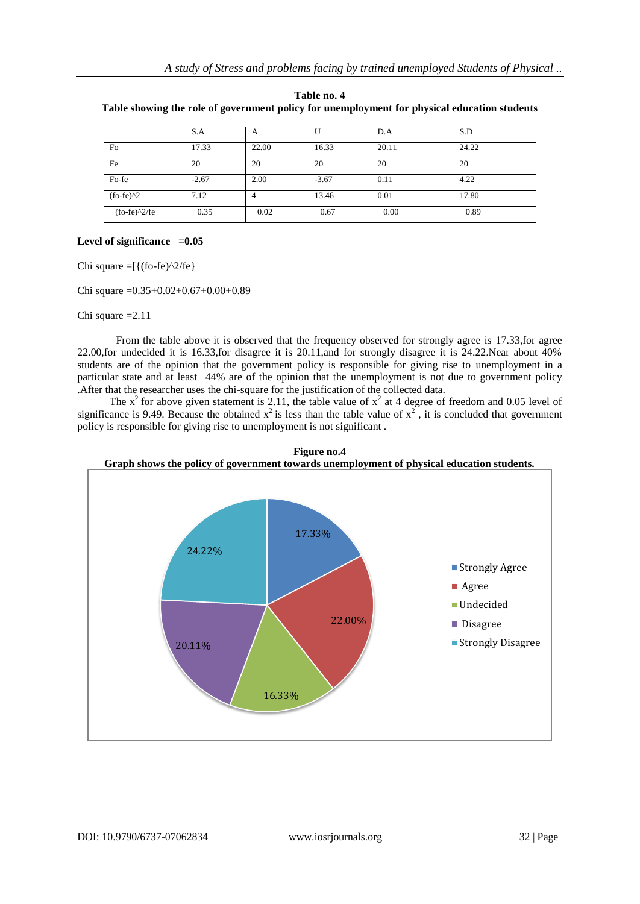**Table no. 4**

**Table showing the role of government policy for unemployment for physical education students**

| | S.A | A | U | D.A | S.D |
|---|---|---|---|---|---|
| Fo | 17.33 | 22.00 | 16.33 | 20.11 | 24.22 |
| Fe | 20 | 20 | 20 | 20 | 20 |
| Fo-fe | -2.67 | 2.00 | -3.67 | 0.11 | 4.22 |
| (fo-fe)^2 | 7.12 | 4 | 13.46 | 0.01 | 17.80 |
| (fo-fe)^2/fe | 0.35 | 0.02 | 0.67 | 0.00 | 0.89 |

**Level of significance =0.05**

Chi square =[{(fo-fe)^2/fe}

Chi square =0.35+0.02+0.67+0.00+0.89

Chi square =2.11

From the table above it is observed that the frequency observed for strongly agree is 17.33,for agree 22.00,for undecided it is 16.33,for disagree it is 20.11,and for strongly disagree it is 24.22.Near about 40% students are of the opinion that the government policy is responsible for giving rise to unemployment in a particular state and at least 44% are of the opinion that the unemployment is not due to government policy .After that the researcher uses the chi-square for the justification of the collected data.

The $x^2$ for above given statement is 2.11, the table value of $x^2$ at 4 degree of freedom and 0.05 level of significance is 9.49. Because the obtained $x^2$ is less than the table value of $x^2$ , it is concluded that government policy is responsible for giving rise to unemployment is not significant .

**Figure no.4**

**Graph shows the policy of government towards unemployment of physical education students.**

| Category | Percentage |
|---|---|
| Strongly Agree | 17.33% |
| Agree | 22.00% |
| Undecided | 16.33% |
| Disagree | 20.11% |
| Strongly Disagree | 24.22% |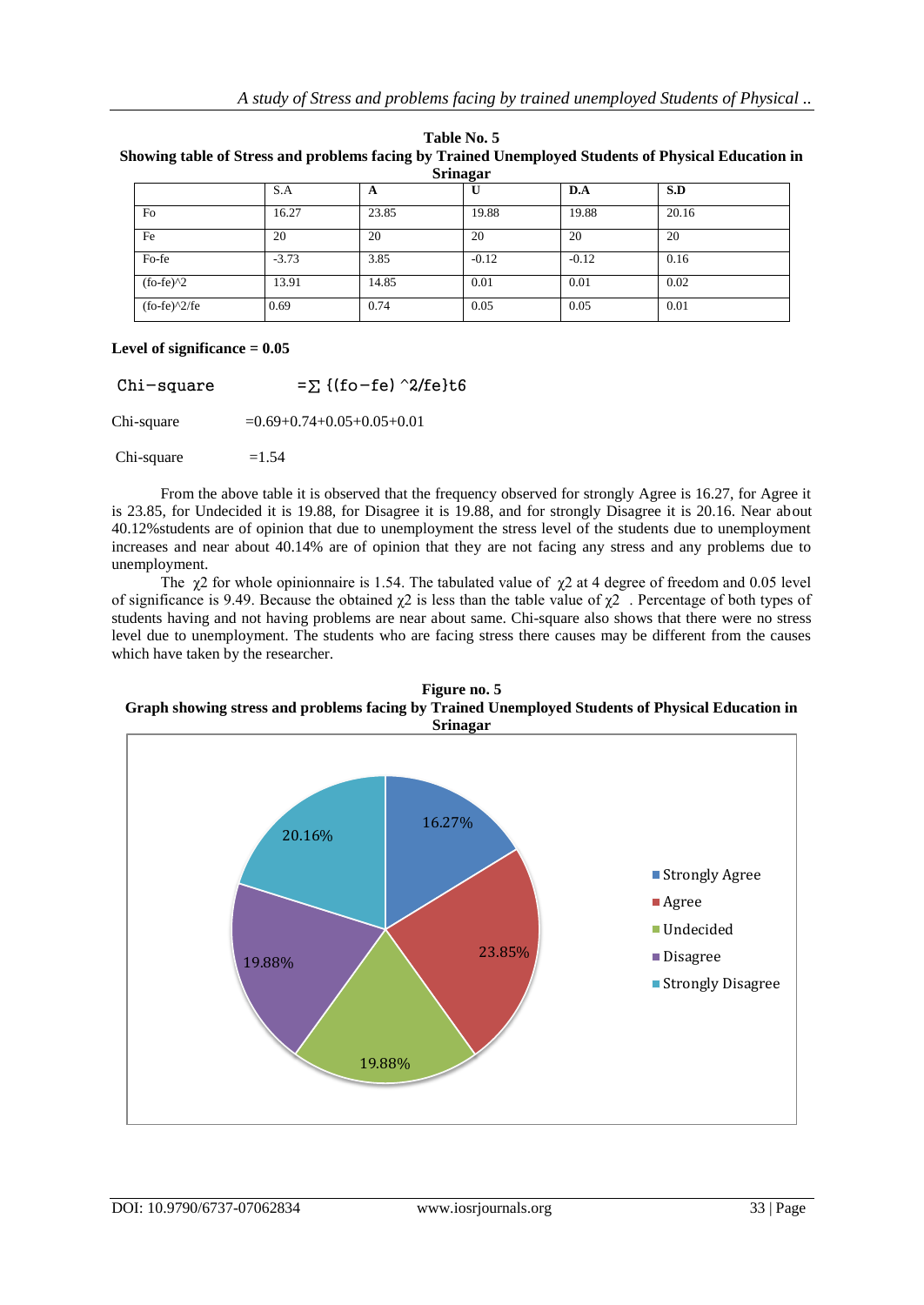**Table No. 5**
**Showing table of Stress and problems facing by Trained Unemployed Students of Physical Education in Srinagar**

| | S.A | A | U | D.A | S.D |
|---|---|---|---|---|---|
| Fo | 16.27 | 23.85 | 19.88 | 19.88 | 20.16 |
| Fe | 20 | 20 | 20 | 20 | 20 |
| Fo-fe | -3.73 | 3.85 | -0.12 | -0.12 | 0.16 |
| (fo-fe)^2 | 13.91 | 14.85 | 0.01 | 0.01 | 0.02 |
| (fo-fe)^2/fe | 0.69 | 0.74 | 0.05 | 0.05 | 0.01 |

**Level of significance = 0.05**

Chi-square $=\sum \{(fo-fe)^2/fe\}t6$

Chi-square =0.69+0.74+0.05+0.05+0.01

Chi-square =1.54

From the above table it is observed that the frequency observed for strongly Agree is 16.27, for Agree it is 23.85, for Undecided it is 19.88, for Disagree it is 19.88, and for strongly Disagree it is 20.16. Near about 40.12%students are of opinion that due to unemployment the stress level of the students due to unemployment increases and near about 40.14% are of opinion that they are not facing any stress and any problems due to unemployment.

The $\chi^2$ for whole opinionnaire is 1.54. The tabulated value of $\chi^2$ at 4 degree of freedom and 0.05 level of significance is 9.49. Because the obtained $\chi^2$ is less than the table value of $\chi^2$ . Percentage of both types of students having and not having problems are near about same. Chi-square also shows that there were no stress level due to unemployment. The students who are facing stress there causes may be different from the causes which have taken by the researcher.

**Figure no. 5**
**Graph showing stress and problems facing by Trained Unemployed Students of Physical Education in Srinagar**

- Strongly Agree: 16.27%
- Agree: 23.85%
- Undecided: 19.88%
- Disagree: 19.88%
- Strongly Disagree: 20.16%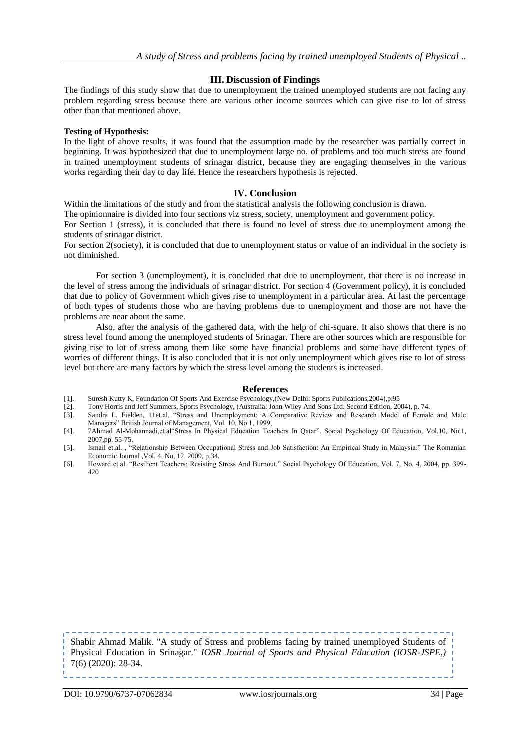## III. Discussion of Findings

The findings of this study show that due to unemployment the trained unemployed students are not facing any problem regarding stress because there are various other income sources which can give rise to lot of stress other than that mentioned above.

**Testing of Hypothesis:**

In the light of above results, it was found that the assumption made by the researcher was partially correct in beginning. It was hypothesized that due to unemployment large no. of problems and too much stress are found in trained unemployment students of srinagar district, because they are engaging themselves in the various works regarding their day to day life. Hence the researchers hypothesis is rejected.

## IV. Conclusion

Within the limitations of the study and from the statistical analysis the following conclusion is drawn.

The opinionnaire is divided into four sections viz stress, society, unemployment and government policy.

For Section 1 (stress), it is concluded that there is found no level of stress due to unemployment among the students of srinagar district.

For section 2(society), it is concluded that due to unemployment status or value of an individual in the society is not diminished.

For section 3 (unemployment), it is concluded that due to unemployment, that there is no increase in the level of stress among the individuals of srinagar district. For section 4 (Government policy), it is concluded that due to policy of Government which gives rise to unemployment in a particular area. At last the percentage of both types of students those who are having problems due to unemployment and those are not have the problems are near about the same.

Also, after the analysis of the gathered data, with the help of chi-square. It also shows that there is no stress level found among the unemployed students of Srinagar. There are other sources which are responsible for giving rise to lot of stress among them like some have financial problems and some have different types of worries of different things. It is also concluded that it is not only unemployment which gives rise to lot of stress level but there are many factors by which the stress level among the students is increased.

## References

[1]. Suresh Kutty K, Foundation Of Sports And Exercise Psychology,(New Delhi: Sports Publications,2004),p.95

[2]. Tony Horris and Jeff Summers, Sports Psychology, (Australia: John Wiley And Sons Ltd. Second Edition, 2004), p. 74.

[3]. Sandra L. Fielden, 11et.al, "Stress and Unemployment: A Comparative Review and Research Model of Female and Male Managers" British Journal of Management, Vol. 10, No 1, 1999,

[4]. 7Ahmad Al-Mohannadi,et.al"Stress In Physical Education Teachers In Qatar". Social Psychology Of Education, Vol.10, No.1, 2007,pp. 55-75.

[5]. Ismail et.al. , "Relationship Between Occupational Stress and Job Satisfaction: An Empirical Study in Malaysia." The Romanian Economic Journal ,Vol. 4. No, 12. 2009, p.34.

[6]. Howard et.al. "Resilient Teachers: Resisting Stress And Burnout." Social Psychology Of Education, Vol. 7, No. 4, 2004, pp. 399-420

Shabir Ahmad Malik. "A study of Stress and problems facing by trained unemployed Students of Physical Education in Srinagar." *IOSR Journal of Sports and Physical Education (IOSR-JSPE,)* 7(6) (2020): 28-34.